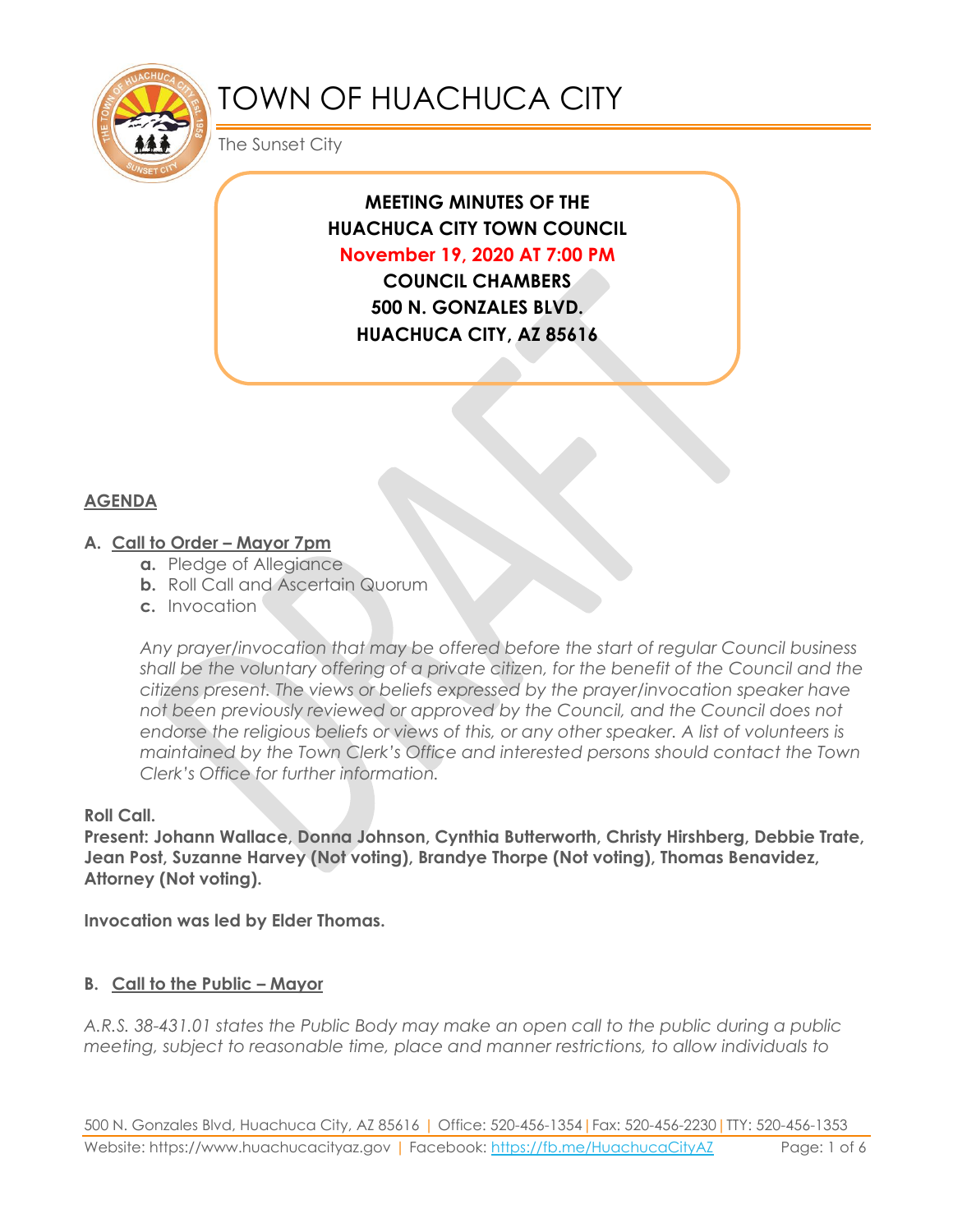# TOWN OF HUACHUCA CITY

The Sunset City

**MEETING MINUTES OF THE**
**HUACHUCA CITY TOWN COUNCIL**
**November 19, 2020 AT 7:00 PM**
**COUNCIL CHAMBERS**
**500 N. GONZALES BLVD.**
**HUACHUCA CITY, AZ 85616**

## AGENDA

### A. Call to Order – Mayor 7pm

a. Pledge of Allegiance
b. Roll Call and Ascertain Quorum
c. Invocation

*Any prayer/invocation that may be offered before the start of regular Council business shall be the voluntary offering of a private citizen, for the benefit of the Council and the citizens present. The views or beliefs expressed by the prayer/invocation speaker have not been previously reviewed or approved by the Council, and the Council does not endorse the religious beliefs or views of this, or any other speaker. A list of volunteers is maintained by the Town Clerk's Office and interested persons should contact the Town Clerk's Office for further information.*

**Roll Call.**
**Present: Johann Wallace, Donna Johnson, Cynthia Butterworth, Christy Hirshberg, Debbie Trate, Jean Post, Suzanne Harvey (Not voting), Brandye Thorpe (Not voting), Thomas Benavidez, Attorney (Not voting).**

**Invocation was led by Elder Thomas.**

### B. Call to the Public – Mayor

*A.R.S. 38-431.01 states the Public Body may make an open call to the public during a public meeting, subject to reasonable time, place and manner restrictions, to allow individuals to*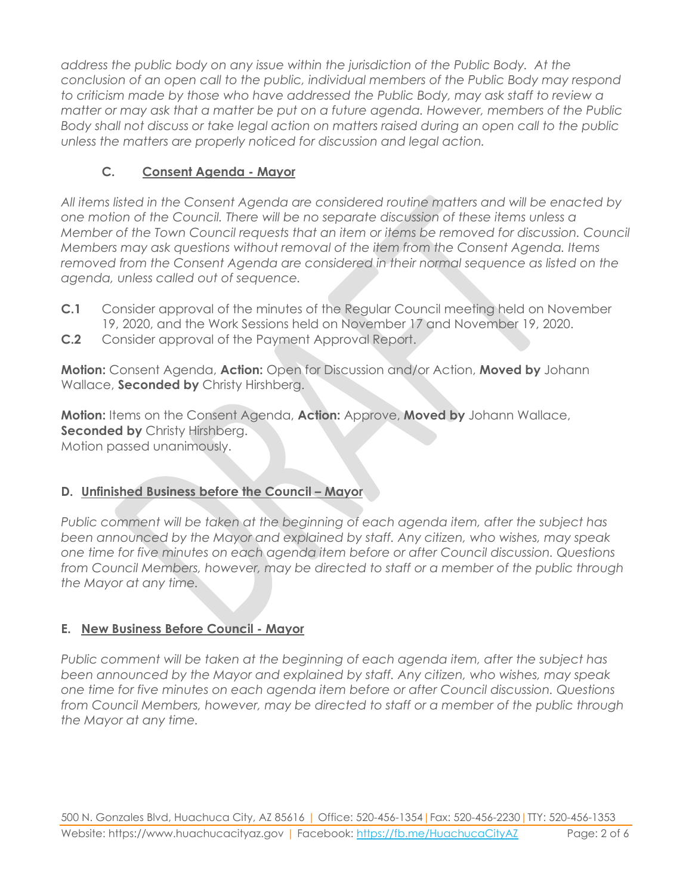*address the public body on any issue within the jurisdiction of the Public Body. At the conclusion of an open call to the public, individual members of the Public Body may respond to criticism made by those who have addressed the Public Body, may ask staff to review a matter or may ask that a matter be put on a future agenda. However, members of the Public Body shall not discuss or take legal action on matters raised during an open call to the public unless the matters are properly noticed for discussion and legal action.*

### C. Consent Agenda - Mayor

*All items listed in the Consent Agenda are considered routine matters and will be enacted by one motion of the Council. There will be no separate discussion of these items unless a Member of the Town Council requests that an item or items be removed for discussion. Council Members may ask questions without removal of the item from the Consent Agenda. Items removed from the Consent Agenda are considered in their normal sequence as listed on the agenda, unless called out of sequence.*

**C.1** Consider approval of the minutes of the Regular Council meeting held on November 19, 2020, and the Work Sessions held on November 17 and November 19, 2020.

**C.2** Consider approval of the Payment Approval Report.

**Motion:** Consent Agenda, **Action:** Open for Discussion and/or Action, **Moved by** Johann Wallace, **Seconded by** Christy Hirshberg.

**Motion:** Items on the Consent Agenda, **Action:** Approve, **Moved by** Johann Wallace, **Seconded by** Christy Hirshberg.
Motion passed unanimously.

### D. Unfinished Business before the Council – Mayor

*Public comment will be taken at the beginning of each agenda item, after the subject has been announced by the Mayor and explained by staff. Any citizen, who wishes, may speak one time for five minutes on each agenda item before or after Council discussion. Questions from Council Members, however, may be directed to staff or a member of the public through the Mayor at any time.*

### E. New Business Before Council - Mayor

*Public comment will be taken at the beginning of each agenda item, after the subject has been announced by the Mayor and explained by staff. Any citizen, who wishes, may speak one time for five minutes on each agenda item before or after Council discussion. Questions from Council Members, however, may be directed to staff or a member of the public through the Mayor at any time.*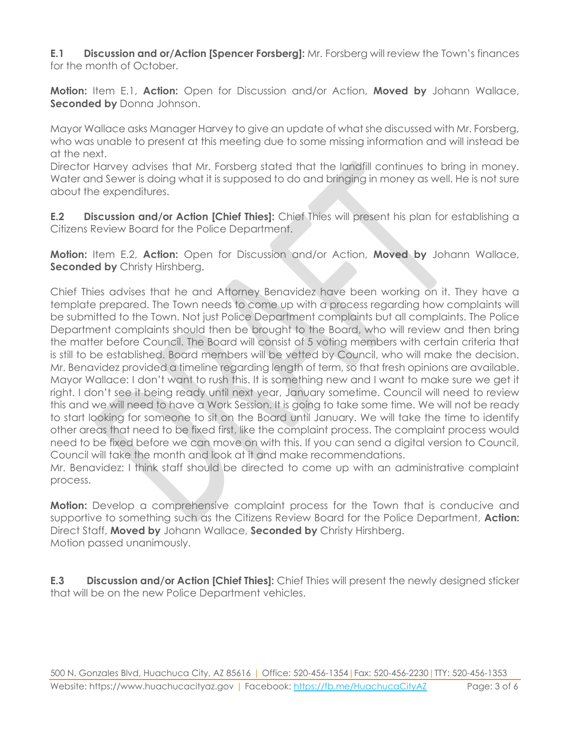**E.1 Discussion and or/Action [Spencer Forsberg]:** Mr. Forsberg will review the Town's finances for the month of October.

**Motion:** Item E.1, **Action:** Open for Discussion and/or Action, **Moved by** Johann Wallace, **Seconded by** Donna Johnson.

Mayor Wallace asks Manager Harvey to give an update of what she discussed with Mr. Forsberg, who was unable to present at this meeting due to some missing information and will instead be at the next.
Director Harvey advises that Mr. Forsberg stated that the landfill continues to bring in money. Water and Sewer is doing what it is supposed to do and bringing in money as well. He is not sure about the expenditures.

**E.2 Discussion and/or Action [Chief Thies]:** Chief Thies will present his plan for establishing a Citizens Review Board for the Police Department.

**Motion:** Item E.2, **Action:** Open for Discussion and/or Action, **Moved by** Johann Wallace, **Seconded by** Christy Hirshberg.

Chief Thies advises that he and Attorney Benavidez have been working on it. They have a template prepared. The Town needs to come up with a process regarding how complaints will be submitted to the Town. Not just Police Department complaints but all complaints. The Police Department complaints should then be brought to the Board, who will review and then bring the matter before Council. The Board will consist of 5 voting members with certain criteria that is still to be established. Board members will be vetted by Council, who will make the decision. Mr. Benavidez provided a timeline regarding length of term, so that fresh opinions are available.
Mayor Wallace: I don't want to rush this. It is something new and I want to make sure we get it right. I don't see it being ready until next year, January sometime. Council will need to review this and we will need to have a Work Session. It is going to take some time. We will not be ready to start looking for someone to sit on the Board until January. We will take the time to identify other areas that need to be fixed first, like the complaint process. The complaint process would need to be fixed before we can move on with this. If you can send a digital version to Council, Council will take the month and look at it and make recommendations.
Mr. Benavidez: I think staff should be directed to come up with an administrative complaint process.

**Motion:** Develop a comprehensive complaint process for the Town that is conducive and supportive to something such as the Citizens Review Board for the Police Department, **Action:** Direct Staff, **Moved by** Johann Wallace, **Seconded by** Christy Hirshberg.
Motion passed unanimously.

**E.3 Discussion and/or Action [Chief Thies]:** Chief Thies will present the newly designed sticker that will be on the new Police Department vehicles.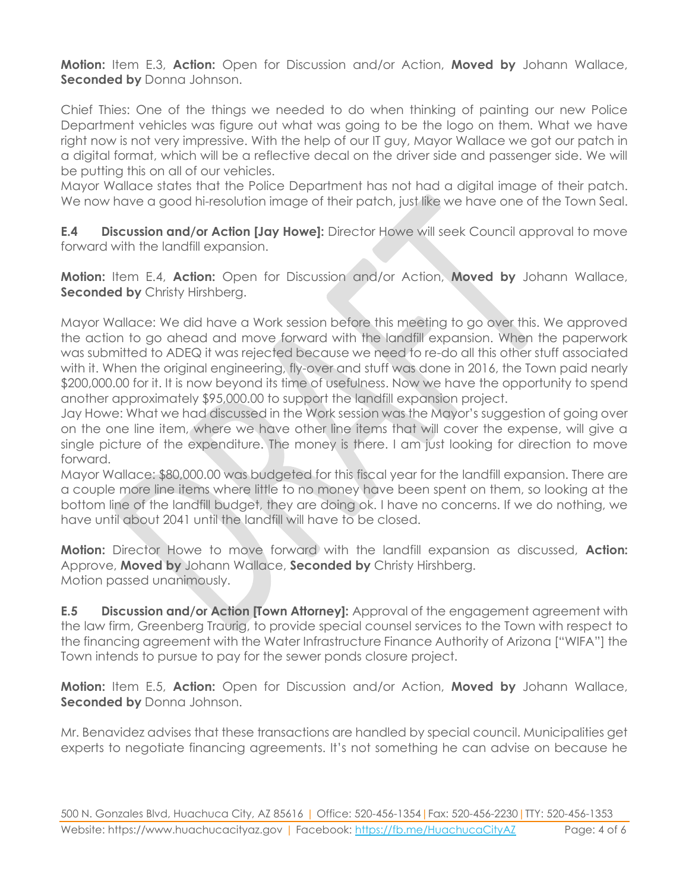**Motion:** Item E.3, **Action:** Open for Discussion and/or Action, **Moved by** Johann Wallace, **Seconded by** Donna Johnson.

Chief Thies: One of the things we needed to do when thinking of painting our new Police Department vehicles was figure out what was going to be the logo on them. What we have right now is not very impressive. With the help of our IT guy, Mayor Wallace we got our patch in a digital format, which will be a reflective decal on the driver side and passenger side. We will be putting this on all of our vehicles.
Mayor Wallace states that the Police Department has not had a digital image of their patch. We now have a good hi-resolution image of their patch, just like we have one of the Town Seal.

**E.4 Discussion and/or Action [Jay Howe]:** Director Howe will seek Council approval to move forward with the landfill expansion.

**Motion:** Item E.4, **Action:** Open for Discussion and/or Action, **Moved by** Johann Wallace, **Seconded by** Christy Hirshberg.

Mayor Wallace: We did have a Work session before this meeting to go over this. We approved the action to go ahead and move forward with the landfill expansion. When the paperwork was submitted to ADEQ it was rejected because we need to re-do all this other stuff associated with it. When the original engineering, fly-over and stuff was done in 2016, the Town paid nearly $200,000.00 for it. It is now beyond its time of usefulness. Now we have the opportunity to spend another approximately $95,000.00 to support the landfill expansion project.
Jay Howe: What we had discussed in the Work session was the Mayor's suggestion of going over on the one line item, where we have other line items that will cover the expense, will give a single picture of the expenditure. The money is there. I am just looking for direction to move forward.
Mayor Wallace: $80,000.00 was budgeted for this fiscal year for the landfill expansion. There are a couple more line items where little to no money have been spent on them, so looking at the bottom line of the landfill budget, they are doing ok. I have no concerns. If we do nothing, we have until about 2041 until the landfill will have to be closed.

**Motion:** Director Howe to move forward with the landfill expansion as discussed, **Action:** Approve, **Moved by** Johann Wallace, **Seconded by** Christy Hirshberg.
Motion passed unanimously.

**E.5 Discussion and/or Action [Town Attorney]:** Approval of the engagement agreement with the law firm, Greenberg Traurig, to provide special counsel services to the Town with respect to the financing agreement with the Water Infrastructure Finance Authority of Arizona ["WIFA"] the Town intends to pursue to pay for the sewer ponds closure project.

**Motion:** Item E.5, **Action:** Open for Discussion and/or Action, **Moved by** Johann Wallace, **Seconded by** Donna Johnson.

Mr. Benavidez advises that these transactions are handled by special council. Municipalities get experts to negotiate financing agreements. It's not something he can advise on because he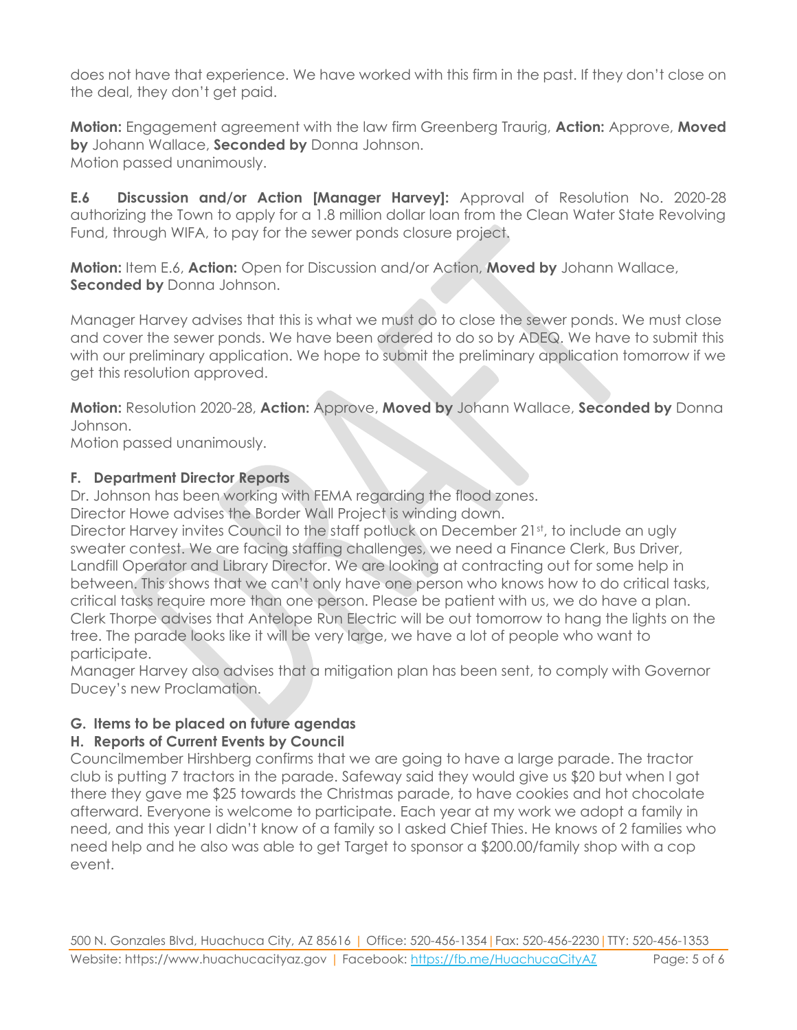does not have that experience. We have worked with this firm in the past. If they don't close on the deal, they don't get paid.

**Motion:** Engagement agreement with the law firm Greenberg Traurig, **Action:** Approve, **Moved by** Johann Wallace, **Seconded by** Donna Johnson.
Motion passed unanimously.

**E.6 Discussion and/or Action [Manager Harvey]:** Approval of Resolution No. 2020-28 authorizing the Town to apply for a 1.8 million dollar loan from the Clean Water State Revolving Fund, through WIFA, to pay for the sewer ponds closure project.

**Motion:** Item E.6, **Action:** Open for Discussion and/or Action, **Moved by** Johann Wallace, **Seconded by** Donna Johnson.

Manager Harvey advises that this is what we must do to close the sewer ponds. We must close and cover the sewer ponds. We have been ordered to do so by ADEQ. We have to submit this with our preliminary application. We hope to submit the preliminary application tomorrow if we get this resolution approved.

**Motion:** Resolution 2020-28, **Action:** Approve, **Moved by** Johann Wallace, **Seconded by** Donna Johnson.
Motion passed unanimously.

**F. Department Director Reports**

Dr. Johnson has been working with FEMA regarding the flood zones.
Director Howe advises the Border Wall Project is winding down.
Director Harvey invites Council to the staff potluck on December 21st, to include an ugly sweater contest. We are facing staffing challenges, we need a Finance Clerk, Bus Driver, Landfill Operator and Library Director. We are looking at contracting out for some help in between. This shows that we can't only have one person who knows how to do critical tasks, critical tasks require more than one person. Please be patient with us, we do have a plan.
Clerk Thorpe advises that Antelope Run Electric will be out tomorrow to hang the lights on the tree. The parade looks like it will be very large, we have a lot of people who want to participate.
Manager Harvey also advises that a mitigation plan has been sent, to comply with Governor Ducey's new Proclamation.

**G. Items to be placed on future agendas**

**H. Reports of Current Events by Council**

Councilmember Hirshberg confirms that we are going to have a large parade. The tractor club is putting 7 tractors in the parade. Safeway said they would give us $20 but when I got there they gave me $25 towards the Christmas parade, to have cookies and hot chocolate afterward. Everyone is welcome to participate. Each year at my work we adopt a family in need, and this year I didn't know of a family so I asked Chief Thies. He knows of 2 families who need help and he also was able to get Target to sponsor a $200.00/family shop with a cop event.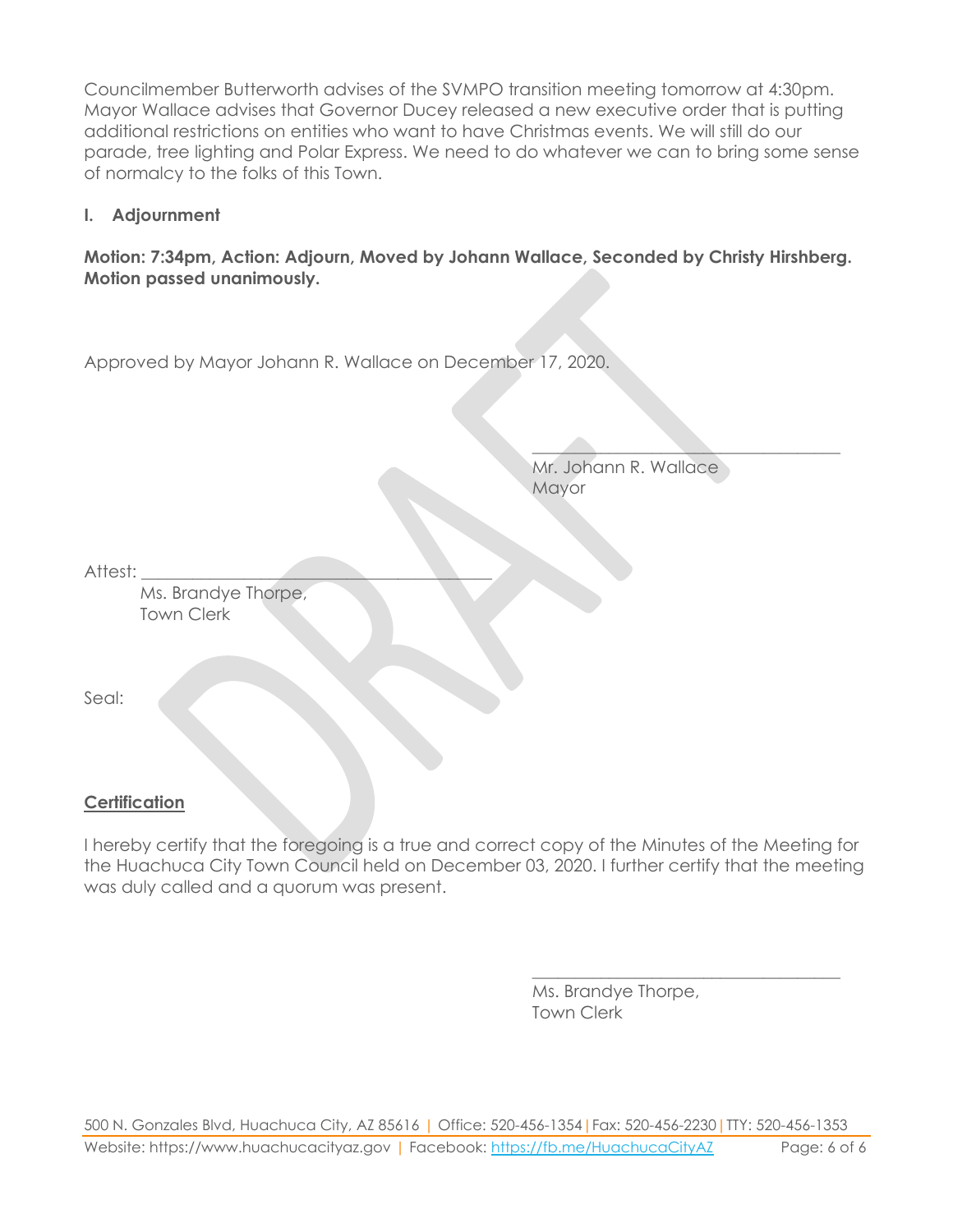Councilmember Butterworth advises of the SVMPO transition meeting tomorrow at 4:30pm. Mayor Wallace advises that Governor Ducey released a new executive order that is putting additional restrictions on entities who want to have Christmas events. We will still do our parade, tree lighting and Polar Express. We need to do whatever we can to bring some sense of normalcy to the folks of this Town.

### I. Adjournment

**Motion: 7:34pm, Action: Adjourn, Moved by Johann Wallace, Seconded by Christy Hirshberg. Motion passed unanimously.**

Approved by Mayor Johann R. Wallace on December 17, 2020.

\_\_\_\_\_\_\_\_\_\_\_\_\_\_\_\_\_\_\_\_\_\_\_\_\_\_\_\_\_\_\_\_\_\_\_
Mr. Johann R. Wallace
Mayor

Attest: \_\_\_\_\_\_\_\_\_\_\_\_\_\_\_\_\_\_\_\_\_\_\_\_\_\_\_\_\_\_\_\_\_\_\_\_\_\_\_
Ms. Brandye Thorpe,
Town Clerk

Seal:

**Certification**

I hereby certify that the foregoing is a true and correct copy of the Minutes of the Meeting for the Huachuca City Town Council held on December 03, 2020. I further certify that the meeting was duly called and a quorum was present.

\_\_\_\_\_\_\_\_\_\_\_\_\_\_\_\_\_\_\_\_\_\_\_\_\_\_\_\_\_\_\_\_\_\_\_
Ms. Brandye Thorpe,
Town Clerk